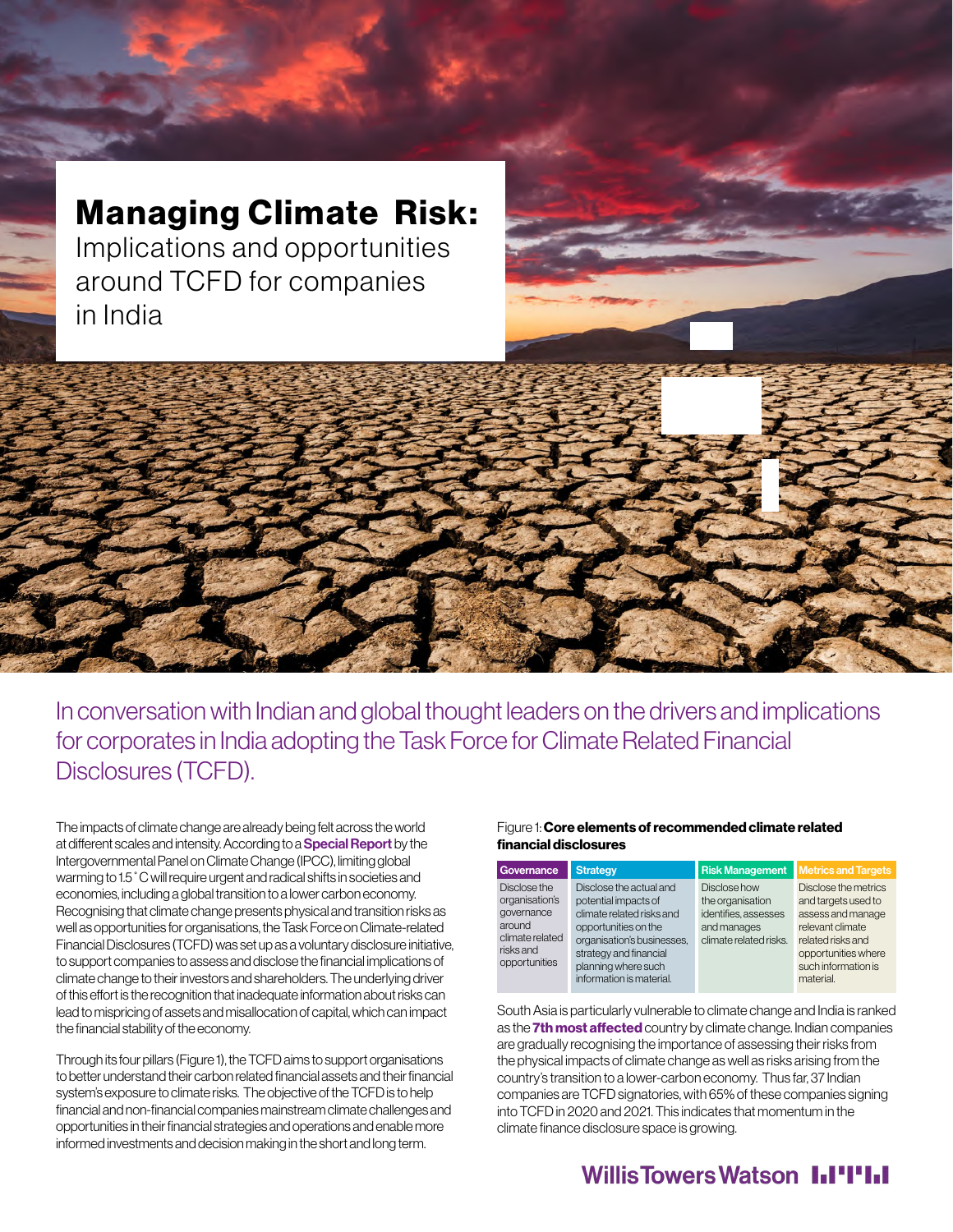# Managing Climate Risk:

Implications and opportunities around TCFD for companies in India

In conversation with Indian and global thought leaders on the drivers and implications for corporates in India adopting the Task Force for Climate Related Financial Disclosures (TCFD).

The impacts of climate change are already being felt across the world at different scales and intensity. According to a **Special Report** by the Intergovernmental Panel on Climate Change (IPCC), limiting global warming to 1.5˚C will require urgent and radical shifts in societies and economies, including a global transition to a lower carbon economy. Recognising that climate change presents physical and transition risks as well as opportunities for organisations, the Task Force on Climate-related Financial Disclosures (TCFD) was set up as a voluntary disclosure initiative, to support companies to assess and disclose the financial implications of climate change to their investors and shareholders. The underlying driver of this effort is the recognition that inadequate information about risks can lead to mispricing of assets and misallocation of capital, which can impact the financial stability of the economy.

Through its four pillars (Figure 1), the TCFD aims to support organisations to better understand their carbon related financial assets and their financial system's exposure to climate risks. The objective of the TCFD is to help financial and non-financial companies mainstream climate challenges and opportunities in their financial strategies and operations and enable more informed investments and decision making in the short and long term.

Figure 1: **Core elements of recommended climate related financial disclosures**

| Governance | Strategy | Risk Management | Metrics and Targets |
|---|---|---|---|
| Disclose the organisation's governance around climate related risks and opportunities | Disclose the actual and potential impacts of climate related risks and opportunities on the organisation's businesses, strategy and financial planning where such information is material. | Disclose how the organisation identifies, assesses and manages climate related risks. | Disclose the metrics and targets used to assess and manage relevant climate related risks and opportunities where such information is material. |

South Asia is particularly vulnerable to climate change and India is ranked as the **7th most affected** country by climate change. Indian companies are gradually recognising the importance of assessing their risks from the physical impacts of climate change as well as risks arising from the country's transition to a lower-carbon economy. Thus far, 37 Indian companies are TCFD signatories, with 65% of these companies signing into TCFD in 2020 and 2021. This indicates that momentum in the climate finance disclosure space is growing.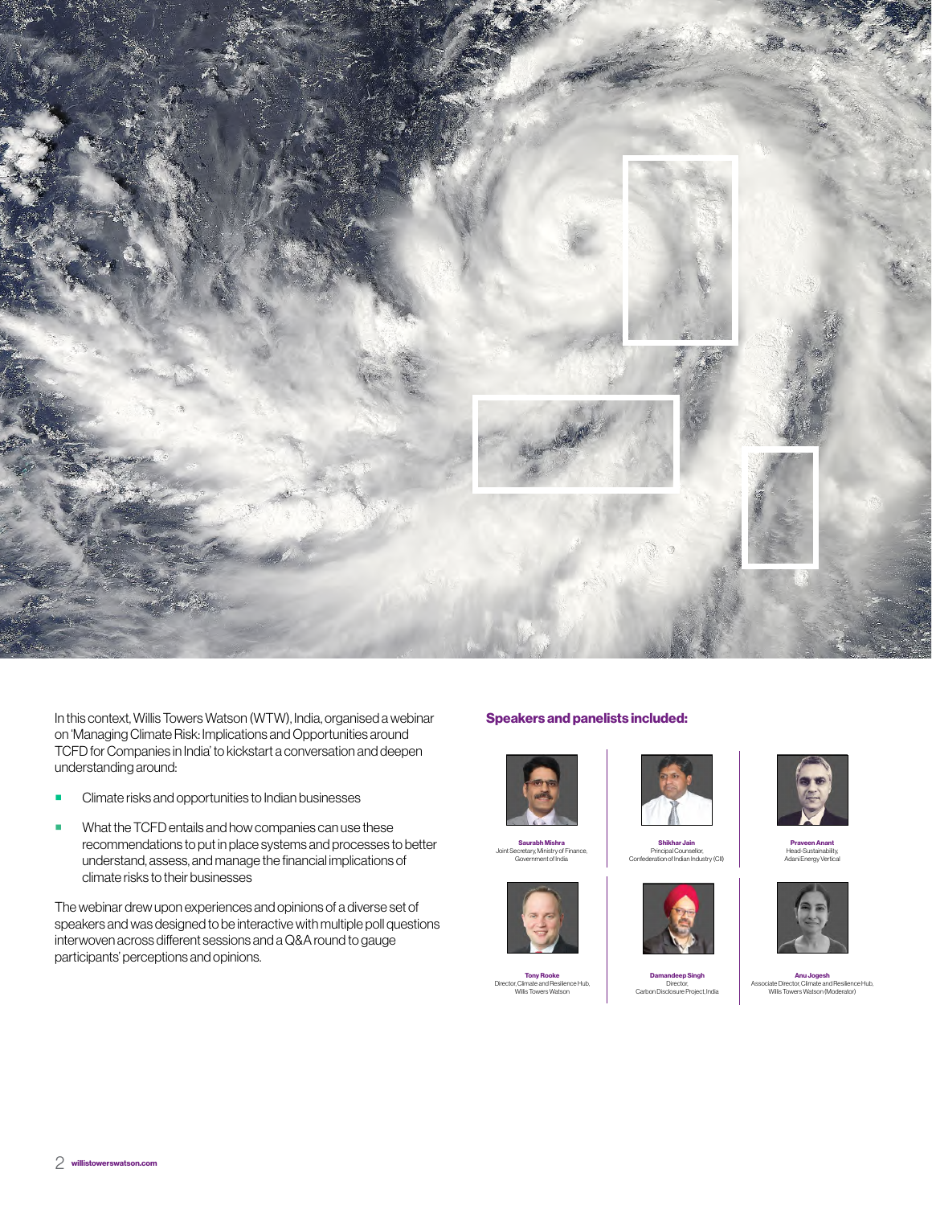In this context, Willis Towers Watson (WTW), India, organised a webinar on 'Managing Climate Risk: Implications and Opportunities around TCFD for Companies in India' to kickstart a conversation and deepen understanding around:

- Climate risks and opportunities to Indian businesses
- What the TCFD entails and how companies can use these recommendations to put in place systems and processes to better understand, assess, and manage the financial implications of climate risks to their businesses

The webinar drew upon experiences and opinions of a diverse set of speakers and was designed to be interactive with multiple poll questions interwoven across different sessions and a Q&A round to gauge participants' perceptions and opinions.

## Speakers and panelists included:

**Saurabh Mishra**
Joint Secretary, Ministry of Finance, Government of India

**Shikhar Jain**
Principal Counsellor, Confederation of Indian Industry (CII)

**Praveen Anant**
Head-Sustainability, Adani Energy Vertical

**Tony Rooke**
Director, Climate and Resilience Hub, Willis Towers Watson

**Damandeep Singh**
Director, Carbon Disclosure Project, India

**Anu Jogesh**
Associate Director, Climate and Resilience Hub, Willis Towers Watson (Moderator)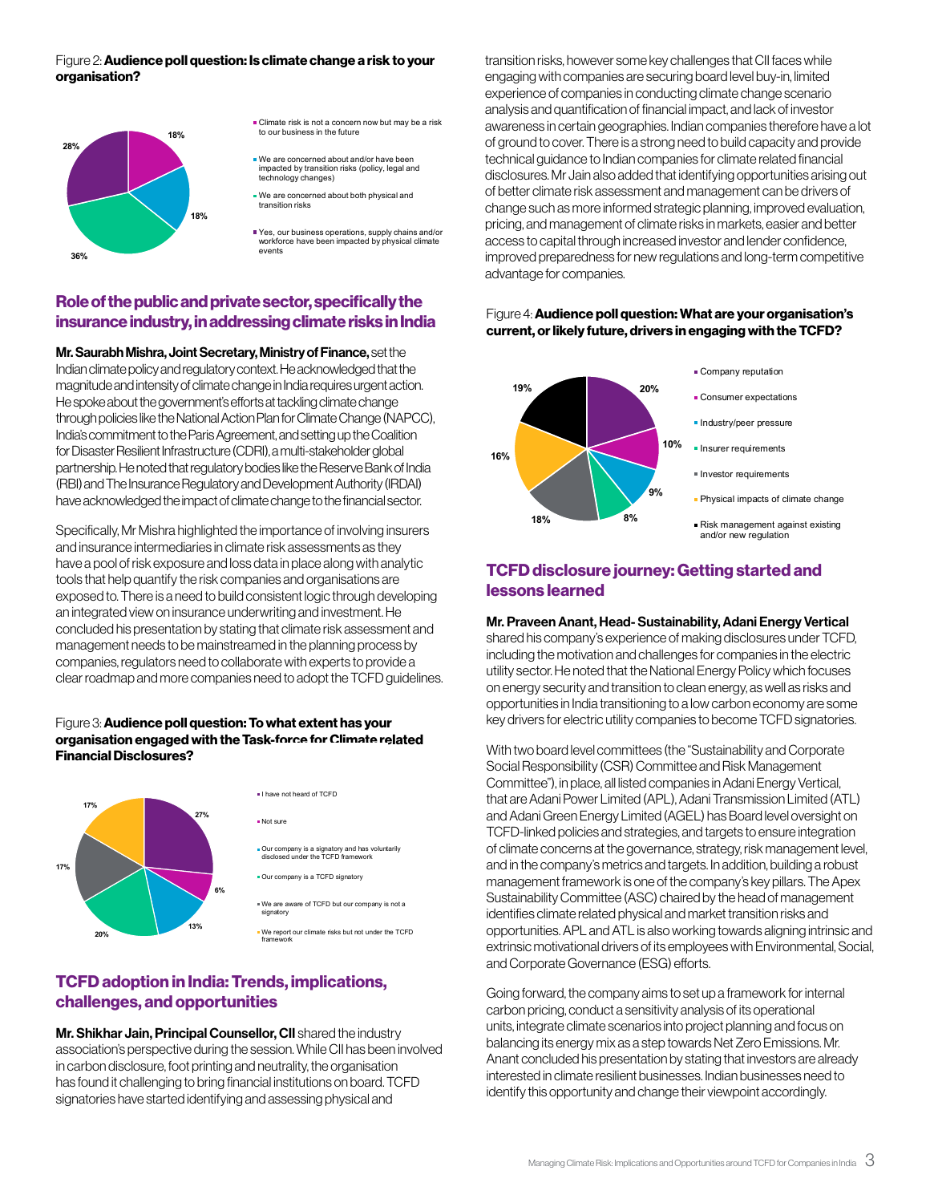Figure 2: **Audience poll question: Is climate change a risk to your organisation?**

- Climate risk is not a concern now but may be a risk to our business in the future — 18%
- We are concerned about and/or have been impacted by transition risks (policy, legal and technology changes) — 18%
- We are concerned about both physical and transition risks — 36%
- Yes, our business operations, supply chains and/or workforce have been impacted by physical climate events — 28%

## Role of the public and private sector, specifically the insurance industry, in addressing climate risks in India

**Mr. Saurabh Mishra, Joint Secretary, Ministry of Finance,** set the Indian climate policy and regulatory context. He acknowledged that the magnitude and intensity of climate change in India requires urgent action. He spoke about the government's efforts at tackling climate change through policies like the National Action Plan for Climate Change (NAPCC), India's commitment to the Paris Agreement, and setting up the Coalition for Disaster Resilient Infrastructure (CDRI), a multi-stakeholder global partnership. He noted that regulatory bodies like the Reserve Bank of India (RBI) and The Insurance Regulatory and Development Authority (IRDAI) have acknowledged the impact of climate change to the financial sector.

Specifically, Mr Mishra highlighted the importance of involving insurers and insurance intermediaries in climate risk assessments as they have a pool of risk exposure and loss data in place along with analytic tools that help quantify the risk companies and organisations are exposed to. There is a need to build consistent logic through developing an integrated view on insurance underwriting and investment. He concluded his presentation by stating that climate risk assessment and management needs to be mainstreamed in the planning process by companies, regulators need to collaborate with experts to provide a clear roadmap and more companies need to adopt the TCFD guidelines.

Figure 3: **Audience poll question: To what extent has your organisation engaged with the Task-force for Climate related Financial Disclosures?**

- I have not heard of TCFD — 27%
- Not sure — 6%
- Our company is a signatory and has voluntarily disclosed under the TCFD framework — 13%
- Our company is a TCFD signatory — 20%
- We are aware of TCFD but our company is not a signatory — 17%
- We report our climate risks but not under the TCFD framework — 17%

## TCFD adoption in India: Trends, implications, challenges, and opportunities

**Mr. Shikhar Jain, Principal Counsellor, CII** shared the industry association's perspective during the session. While CII has been involved in carbon disclosure, foot printing and neutrality, the organisation has found it challenging to bring financial institutions on board. TCFD signatories have started identifying and assessing physical and transition risks, however some key challenges that CII faces while engaging with companies are securing board level buy-in, limited experience of companies in conducting climate change scenario analysis and quantification of financial impact, and lack of investor awareness in certain geographies. Indian companies therefore have a lot of ground to cover. There is a strong need to build capacity and provide technical guidance to Indian companies for climate related financial disclosures. Mr Jain also added that identifying opportunities arising out of better climate risk assessment and management can be drivers of change such as more informed strategic planning, improved evaluation, pricing, and management of climate risks in markets, easier and better access to capital through increased investor and lender confidence, improved preparedness for new regulations and long-term competitive advantage for companies.

Figure 4: **Audience poll question: What are your organisation's current, or likely future, drivers in engaging with the TCFD?**

- Company reputation — 20%
- Consumer expectations — 10%
- Industry/peer pressure — 9%
- Insurer requirements — 8%
- Investor requirements — 18%
- Physical impacts of climate change — 16%
- Risk management against existing and/or new regulation — 19%

## TCFD disclosure journey: Getting started and lessons learned

**Mr. Praveen Anant, Head- Sustainability, Adani Energy Vertical** shared his company's experience of making disclosures under TCFD, including the motivation and challenges for companies in the electric utility sector. He noted that the National Energy Policy which focuses on energy security and transition to clean energy, as well as risks and opportunities in India transitioning to a low carbon economy are some key drivers for electric utility companies to become TCFD signatories.

With two board level committees (the "Sustainability and Corporate Social Responsibility (CSR) Committee and Risk Management Committee"), in place, all listed companies in Adani Energy Vertical, that are Adani Power Limited (APL), Adani Transmission Limited (ATL) and Adani Green Energy Limited (AGEL) has Board level oversight on TCFD-linked policies and strategies, and targets to ensure integration of climate concerns at the governance, strategy, risk management level, and in the company's metrics and targets. In addition, building a robust management framework is one of the company's key pillars. The Apex Sustainability Committee (ASC) chaired by the head of management identifies climate related physical and market transition risks and opportunities. APL and ATL is also working towards aligning intrinsic and extrinsic motivational drivers of its employees with Environmental, Social, and Corporate Governance (ESG) efforts.

Going forward, the company aims to set up a framework for internal carbon pricing, conduct a sensitivity analysis of its operational units, integrate climate scenarios into project planning and focus on balancing its energy mix as a step towards Net Zero Emissions. Mr. Anant concluded his presentation by stating that investors are already interested in climate resilient businesses. Indian businesses need to identify this opportunity and change their viewpoint accordingly.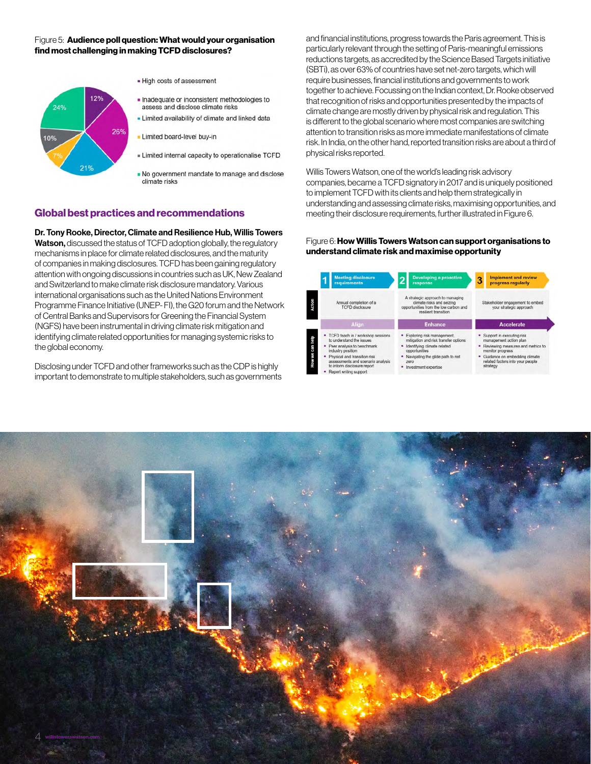Figure 5: **Audience poll question: What would your organisation find most challenging in making TCFD disclosures?**

- High costs of assessment
- Inadequate or inconsistent methodologies to assess and disclose climate risks
- Limited availability of climate and linked data
- Limited board-level buy-in
- Limited internal capacity to operationalise TCFD
- No government mandate to manage and disclose climate risks

12%, 26%, 21%, 7%, 10%, 24%

## Global best practices and recommendations

**Dr. Tony Rooke, Director, Climate and Resilience Hub, Willis Towers Watson,** discussed the status of TCFD adoption globally, the regulatory mechanisms in place for climate related disclosures, and the maturity of companies in making disclosures. TCFD has been gaining regulatory attention with ongoing discussions in countries such as UK, New Zealand and Switzerland to make climate risk disclosure mandatory. Various international organisations such as the United Nations Environment Programme Finance Initiative (UNEP- FI), the G20 forum and the Network of Central Banks and Supervisors for Greening the Financial System (NGFS) have been instrumental in driving climate risk mitigation and identifying climate related opportunities for managing systemic risks to the global economy.

Disclosing under TCFD and other frameworks such as the CDP is highly important to demonstrate to multiple stakeholders, such as governments and financial institutions, progress towards the Paris agreement. This is particularly relevant through the setting of Paris-meaningful emissions reductions targets, as accredited by the Science Based Targets initiative (SBTi), as over 63% of countries have set net-zero targets, which will require businesses, financial institutions and governments to work together to achieve. Focussing on the Indian context, Dr. Rooke observed that recognition of risks and opportunities presented by the impacts of climate change are mostly driven by physical risk and regulation. This is different to the global scenario where most companies are switching attention to transition risks as more immediate manifestations of climate risk. In India, on the other hand, reported transition risks are about a third of physical risks reported.

Willis Towers Watson, one of the world's leading risk advisory companies, became a TCFD signatory in 2017 and is uniquely positioned to implement TCFD with its clients and help them strategically in understanding and assessing climate risks, maximising opportunities, and meeting their disclosure requirements, further illustrated in Figure 6.

Figure 6: **How Willis Towers Watson can support organisations to understand climate risk and maximise opportunity**

| | 1 Meeting disclosure requirements | 2 Developing a proactive response | 3 Implement and review progress regularly |
|---|---|---|---|
| Action | Annual completion of a TCFD disclosure | A strategic approach to managing climate risks and seizing opportunities from the low carbon and resilient transition | Stakeholder engagement to embed your strategic approach |
| | Align | Enhance | Accelerate |
| How we can help | ▪ TCFD teach in / workshop sessions to understand the issues<br>▪ Peer analysis to benchmark industry position<br>▪ Physical and transition risk assessments and scenario analysis to inform disclosure report<br>▪ Report writing support | ▪ Exploring risk management, mitigation and risk transfer options<br>▪ Identifying climate related opportunities<br>▪ Navigating the glide path to net zero<br>▪ Investment expertise | ▪ Support in executing risk management action plan<br>▪ Reviewing measures and metrics to monitor progress<br>▪ Guidance on embedding climate related factors into your people strategy |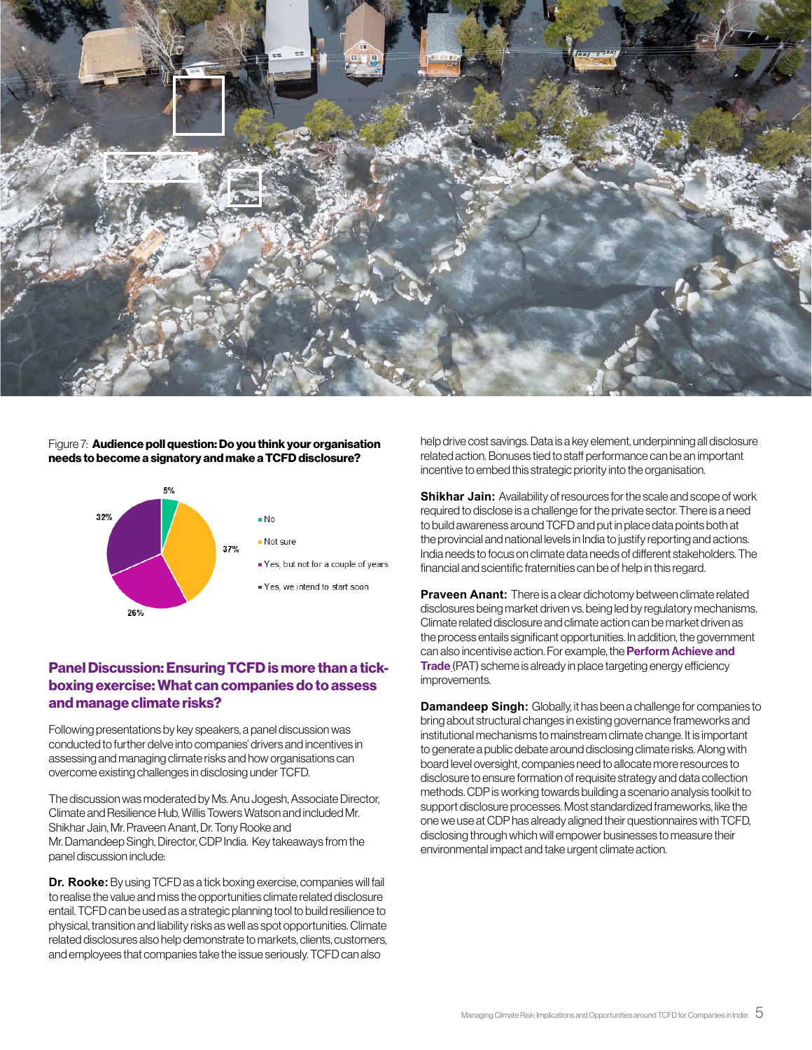Figure 7: **Audience poll question: Do you think your organisation needs to become a signatory and make a TCFD disclosure?**

| Response | Percentage |
| --- | --- |
| No | 5% |
| Not sure | 37% |
| Yes, but not for a couple of years | 26% |
| Yes, we intend to start soon | 32% |

## Panel Discussion: Ensuring TCFD is more than a tick-boxing exercise: What can companies do to assess and manage climate risks?

Following presentations by key speakers, a panel discussion was conducted to further delve into companies' drivers and incentives in assessing and managing climate risks and how organisations can overcome existing challenges in disclosing under TCFD.

The discussion was moderated by Ms. Anu Jogesh, Associate Director, Climate and Resilience Hub, Willis Towers Watson and included Mr. Shikhar Jain, Mr. Praveen Anant, Dr. Tony Rooke and Mr. Damandeep Singh, Director, CDP India. Key takeaways from the panel discussion include:

**Dr. Rooke:** By using TCFD as a tick boxing exercise, companies will fail to realise the value and miss the opportunities climate related disclosure entail. TCFD can be used as a strategic planning tool to build resilience to physical, transition and liability risks as well as spot opportunities. Climate related disclosures also help demonstrate to markets, clients, customers, and employees that companies take the issue seriously. TCFD can also help drive cost savings. Data is a key element, underpinning all disclosure related action. Bonuses tied to staff performance can be an important incentive to embed this strategic priority into the organisation.

**Shikhar Jain:** Availability of resources for the scale and scope of work required to disclose is a challenge for the private sector. There is a need to build awareness around TCFD and put in place data points both at the provincial and national levels in India to justify reporting and actions. India needs to focus on climate data needs of different stakeholders. The financial and scientific fraternities can be of help in this regard.

**Praveen Anant:** There is a clear dichotomy between climate related disclosures being market driven vs. being led by regulatory mechanisms. Climate related disclosure and climate action can be market driven as the process entails significant opportunities. In addition, the government can also incentivise action. For example, the **Perform Achieve and Trade** (PAT) scheme is already in place targeting energy efficiency improvements.

**Damandeep Singh:** Globally, it has been a challenge for companies to bring about structural changes in existing governance frameworks and institutional mechanisms to mainstream climate change. It is important to generate a public debate around disclosing climate risks. Along with board level oversight, companies need to allocate more resources to disclosure to ensure formation of requisite strategy and data collection methods. CDP is working towards building a scenario analysis toolkit to support disclosure processes. Most standardized frameworks, like the one we use at CDP has already aligned their questionnaires with TCFD, disclosing through which will empower businesses to measure their environmental impact and take urgent climate action.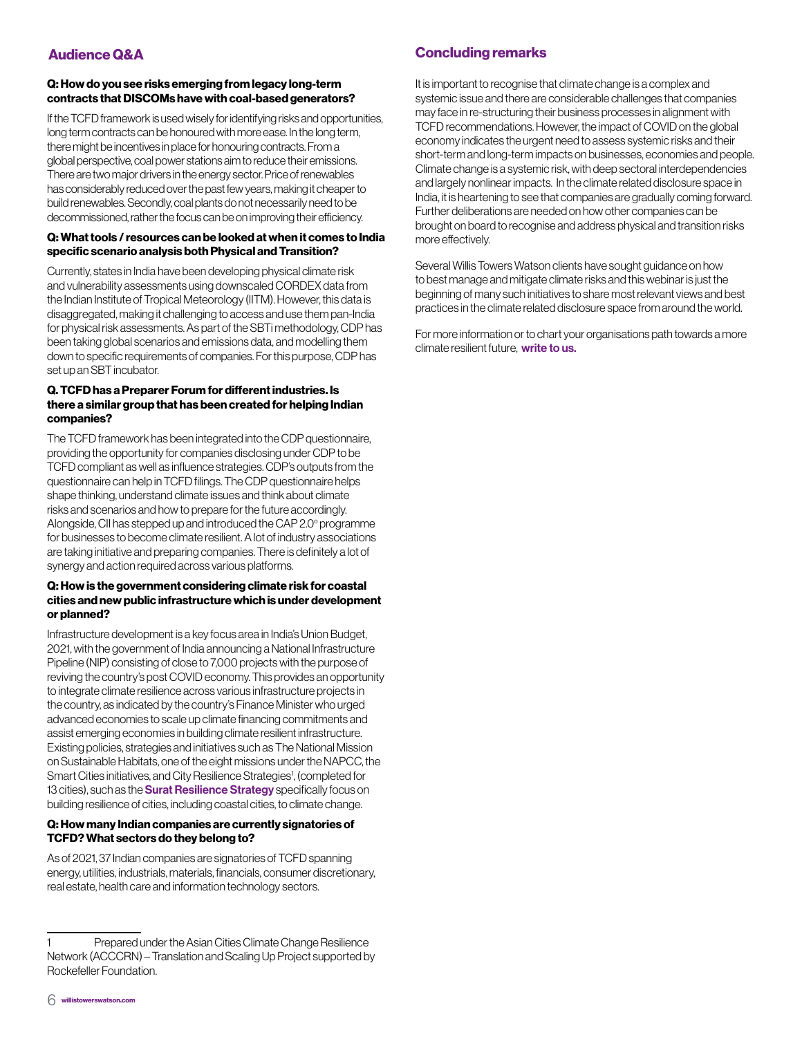## Audience Q&A

**Q: How do you see risks emerging from legacy long-term contracts that DISCOMs have with coal-based generators?**

If the TCFD framework is used wisely for identifying risks and opportunities, long term contracts can be honoured with more ease. In the long term, there might be incentives in place for honouring contracts. From a global perspective, coal power stations aim to reduce their emissions. There are two major drivers in the energy sector. Price of renewables has considerably reduced over the past few years, making it cheaper to build renewables. Secondly, coal plants do not necessarily need to be decommissioned, rather the focus can be on improving their efficiency.

**Q: What tools / resources can be looked at when it comes to India specific scenario analysis both Physical and Transition?**

Currently, states in India have been developing physical climate risk and vulnerability assessments using downscaled CORDEX data from the Indian Institute of Tropical Meteorology (IITM). However, this data is disaggregated, making it challenging to access and use them pan-India for physical risk assessments. As part of the SBTi methodology, CDP has been taking global scenarios and emissions data, and modelling them down to specific requirements of companies. For this purpose, CDP has set up an SBT incubator.

**Q. TCFD has a Preparer Forum for different industries. Is there a similar group that has been created for helping Indian companies?**

The TCFD framework has been integrated into the CDP questionnaire, providing the opportunity for companies disclosing under CDP to be TCFD compliant as well as influence strategies. CDP's outputs from the questionnaire can help in TCFD filings. The CDP questionnaire helps shape thinking, understand climate issues and think about climate risks and scenarios and how to prepare for the future accordingly. Alongside, CII has stepped up and introduced the CAP 2.0° programme for businesses to become climate resilient. A lot of industry associations are taking initiative and preparing companies. There is definitely a lot of synergy and action required across various platforms.

**Q: How is the government considering climate risk for coastal cities and new public infrastructure which is under development or planned?**

Infrastructure development is a key focus area in India's Union Budget, 2021, with the government of India announcing a National Infrastructure Pipeline (NIP) consisting of close to 7,000 projects with the purpose of reviving the country's post COVID economy. This provides an opportunity to integrate climate resilience across various infrastructure projects in the country, as indicated by the country's Finance Minister who urged advanced economies to scale up climate financing commitments and assist emerging economies in building climate resilient infrastructure. Existing policies, strategies and initiatives such as The National Mission on Sustainable Habitats, one of the eight missions under the NAPCC, the Smart Cities initiatives, and City Resilience Strategies[1], (completed for 13 cities), such as the **Surat Resilience Strategy** specifically focus on building resilience of cities, including coastal cities, to climate change.

**Q: How many Indian companies are currently signatories of TCFD? What sectors do they belong to?**

As of 2021, 37 Indian companies are signatories of TCFD spanning energy, utilities, industrials, materials, financials, consumer discretionary, real estate, health care and information technology sectors.

## Concluding remarks

It is important to recognise that climate change is a complex and systemic issue and there are considerable challenges that companies may face in re-structuring their business processes in alignment with TCFD recommendations. However, the impact of COVID on the global economy indicates the urgent need to assess systemic risks and their short-term and long-term impacts on businesses, economies and people. Climate change is a systemic risk, with deep sectoral interdependencies and largely nonlinear impacts. In the climate related disclosure space in India, it is heartening to see that companies are gradually coming forward. Further deliberations are needed on how other companies can be brought on board to recognise and address physical and transition risks more effectively.

Several Willis Towers Watson clients have sought guidance on how to best manage and mitigate climate risks and this webinar is just the beginning of many such initiatives to share most relevant views and best practices in the climate related disclosure space from around the world.

For more information or to chart your organisations path towards a more climate resilient future, **write to us.**

---

1 Prepared under the Asian Cities Climate Change Resilience Network (ACCCRN) – Translation and Scaling Up Project supported by Rockefeller Foundation.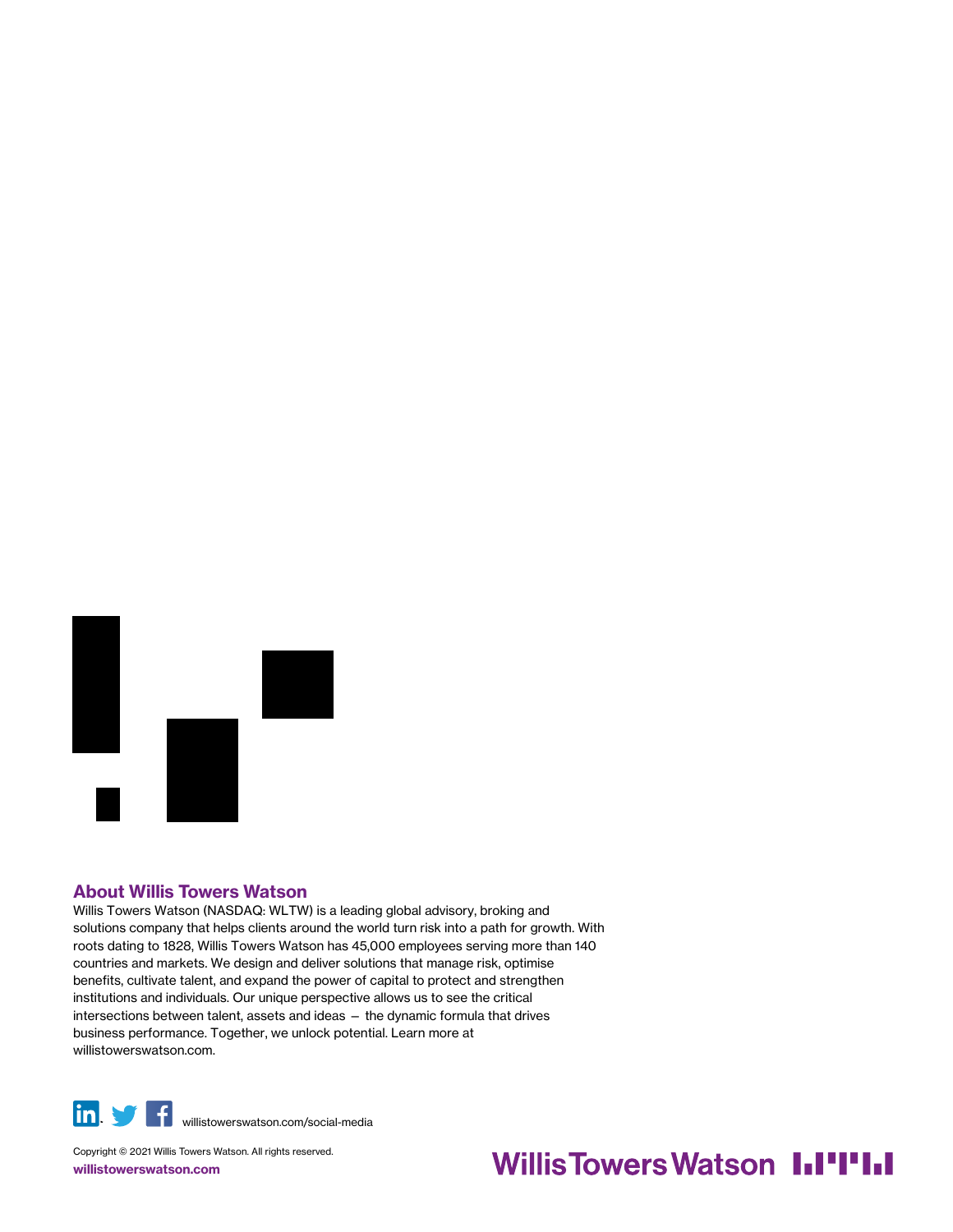## About Willis Towers Watson

Willis Towers Watson (NASDAQ: WLTW) is a leading global advisory, broking and solutions company that helps clients around the world turn risk into a path for growth. With roots dating to 1828, Willis Towers Watson has 45,000 employees serving more than 140 countries and markets. We design and deliver solutions that manage risk, optimise benefits, cultivate talent, and expand the power of capital to protect and strengthen institutions and individuals. Our unique perspective allows us to see the critical intersections between talent, assets and ideas — the dynamic formula that drives business performance. Together, we unlock potential. Learn more at willistowerswatson.com.

willistowerswatson.com/social-media

Copyright © 2021 Willis Towers Watson. All rights reserved.

**willistowerswatson.com**

Willis Towers Watson